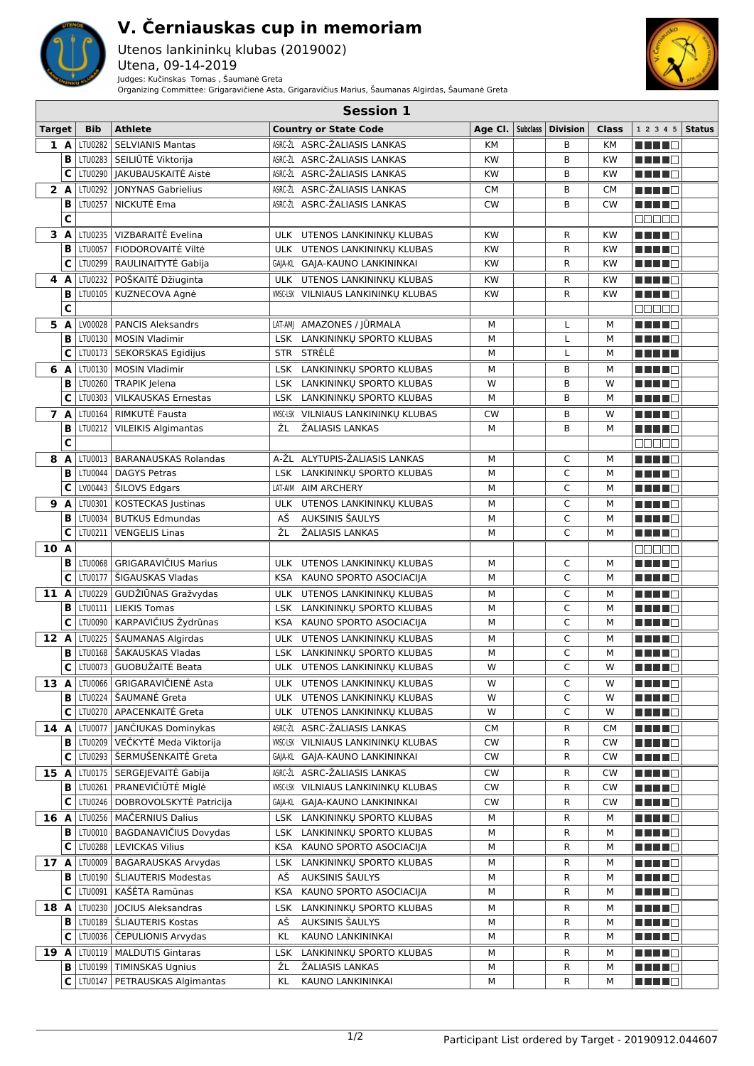# V. Černiauskas cup in memoriam

Utenos lankininkų klubas (2019002)
Utena, 09-14-2019
Judges: Kučinskas Tomas , Šaumanė Greta
Organizing Committee: Grigaravičienė Asta, Grigaravičius Marius, Šaumanas Algirdas, Šaumanė Greta

## Session 1

| Target | Bib | Athlete | Country or State Code | Age Cl. | Subclass | Division | Class | 1 2 3 4 5 | Status |
|---|---|---|---|---|---|---|---|---|---|
| 1 A | LTU0282 | SELVIANIS Mantas | ASRC-ŽL ASRC-ŽALIASIS LANKAS | KM | | B | KM | | |
| B | LTU0283 | SEILIŪTĖ Viktorija | ASRC-ŽL ASRC-ŽALIASIS LANKAS | KW | | B | KW | | |
| C | LTU0290 | JAKUBAUSKAITĖ Aistė | ASRC-ŽL ASRC-ŽALIASIS LANKAS | KW | | B | KW | | |
| 2 A | LTU0292 | JONYNAS Gabrielius | ASRC-ŽL ASRC-ŽALIASIS LANKAS | CM | | B | CM | | |
| B | LTU0257 | NICKUTĖ Ema | ASRC-ŽL ASRC-ŽALIASIS LANKAS | CW | | B | CW | | |
| C | | | | | | | | | |
| 3 A | LTU0235 | VIZBARAITĖ Evelina | ULK UTENOS LANKININKŲ KLUBAS | KW | | R | KW | | |
| B | LTU0057 | FIODOROVAITĖ Viltė | ULK UTENOS LANKININKŲ KLUBAS | KW | | R | KW | | |
| C | LTU0299 | RAULINAITYTĖ Gabija | GAJA-KL GAJA-KAUNO LANKININKAI | KW | | R | KW | | |
| 4 A | LTU0232 | POŠKAITĖ Džiuginta | ULK UTENOS LANKININKŲ KLUBAS | KW | | R | KW | | |
| B | LTU0105 | KUZNECOVA Agnė | VNSC-LSK VILNIAUS LANKININKŲ KLUBAS | KW | | R | KW | | |
| C | | | | | | | | | |
| 5 A | LV00028 | PANCIS Aleksandrs | LAT-AMJ AMAZONES / JŪRMALA | M | | L | M | | |
| B | LTU0130 | MOSIN Vladimir | LSK LANKININKŲ SPORTO KLUBAS | M | | L | M | | |
| C | LTU0173 | SEKORSKAS Egidijus | STR STRĖLĖ | M | | L | M | | |
| 6 A | LTU0130 | MOSIN Vladimir | LSK LANKININKŲ SPORTO KLUBAS | M | | B | M | | |
| B | LTU0260 | TRAPIK Jelena | LSK LANKININKŲ SPORTO KLUBAS | W | | B | W | | |
| C | LTU0303 | VILKAUSKAS Ernestas | LSK LANKININKŲ SPORTO KLUBAS | M | | B | M | | |
| 7 A | LTU0164 | RIMKUTĖ Fausta | VNSC-LSK VILNIAUS LANKININKŲ KLUBAS | CW | | B | W | | |
| B | LTU0212 | VILEIKIS Algimantas | ŽL ŽALIASIS LANKAS | M | | B | M | | |
| C | | | | | | | | | |
| 8 A | LTU0013 | BARANAUSKAS Rolandas | A-ŽL ALYTUPIS-ŽALIASIS LANKAS | M | | C | M | | |
| B | LTU0044 | DAGYS Petras | LSK LANKININKŲ SPORTO KLUBAS | M | | C | M | | |
| C | LV00443 | ŠILOVS Edgars | LAT-AIM AIM ARCHERY | M | | C | M | | |
| 9 A | LTU0301 | KOSTECKAS Justinas | ULK UTENOS LANKININKŲ KLUBAS | M | | C | M | | |
| B | LTU0034 | BUTKUS Edmundas | AŠ AUKSINIS ŠAULYS | M | | C | M | | |
| C | LTU0211 | VENGELIS Linas | ŽL ŽALIASIS LANKAS | M | | C | M | | |
| 10 A | | | | | | | | | |
| B | LTU0068 | GRIGARAVIČIUS Marius | ULK UTENOS LANKININKŲ KLUBAS | M | | C | M | | |
| C | LTU0177 | ŠIGAUSKAS Vladas | KSA KAUNO SPORTO ASOCIACIJA | M | | C | M | | |
| 11 A | LTU0229 | GUDŽIŪNAS Gražvydas | ULK UTENOS LANKININKŲ KLUBAS | M | | C | M | | |
| B | LTU0111 | LIEKIS Tomas | LSK LANKININKŲ SPORTO KLUBAS | M | | C | M | | |
| C | LTU0090 | KARPAVIČIUS Žydrūnas | KSA KAUNO SPORTO ASOCIACIJA | M | | C | M | | |
| 12 A | LTU0225 | ŠAUMANAS Algirdas | ULK UTENOS LANKININKŲ KLUBAS | M | | C | M | | |
| B | LTU0168 | ŠAKAUSKAS Vladas | LSK LANKININKŲ SPORTO KLUBAS | M | | C | M | | |
| C | LTU0073 | GUOBUŽAITĖ Beata | ULK UTENOS LANKININKŲ KLUBAS | W | | C | W | | |
| 13 A | LTU0066 | GRIGARAVIČIENĖ Asta | ULK UTENOS LANKININKŲ KLUBAS | W | | C | W | | |
| B | LTU0224 | ŠAUMANĖ Greta | ULK UTENOS LANKININKŲ KLUBAS | W | | C | W | | |
| C | LTU0270 | APACENKAITĖ Greta | ULK UTENOS LANKININKŲ KLUBAS | W | | C | W | | |
| 14 A | LTU0077 | JANČIUKAS Dominykas | ASRC-ŽL ASRC-ŽALIASIS LANKAS | CM | | R | CM | | |
| B | LTU0209 | VEČKYTĖ Meda Viktorija | VNSC-LSK VILNIAUS LANKININKŲ KLUBAS | CW | | R | CW | | |
| C | LTU0293 | ŠERMUŠENKAITĖ Greta | GAJA-KL GAJA-KAUNO LANKININKAI | CW | | R | CW | | |
| 15 A | LTU0175 | SERGEJEVAITĖ Gabija | ASRC-ŽL ASRC-ŽALIASIS LANKAS | CW | | R | CW | | |
| B | LTU0261 | PRANEVIČIŪTĖ Miglė | VNSC-LSK VILNIAUS LANKININKŲ KLUBAS | CW | | R | CW | | |
| C | LTU0246 | DOBROVOLSKYTĖ Patricija | GAJA-KL GAJA-KAUNO LANKININKAI | CW | | R | CW | | |
| 16 A | LTU0256 | MAČERNIUS Dalius | LSK LANKININKŲ SPORTO KLUBAS | M | | R | M | | |
| B | LTU0010 | BAGDANAVIČIUS Dovydas | LSK LANKININKŲ SPORTO KLUBAS | M | | R | M | | |
| C | LTU0288 | LEVICKAS Vilius | KSA KAUNO SPORTO ASOCIACIJA | M | | R | M | | |
| 17 A | LTU0009 | BAGARAUSKAS Arvydas | LSK LANKININKŲ SPORTO KLUBAS | M | | R | M | | |
| B | LTU0190 | ŠLIAUTERIS Modestas | AŠ AUKSINIS ŠAULYS | M | | R | M | | |
| C | LTU0091 | KAŠĖTA Ramūnas | KSA KAUNO SPORTO ASOCIACIJA | M | | R | M | | |
| 18 A | LTU0230 | JOCIUS Aleksandras | LSK LANKININKŲ SPORTO KLUBAS | M | | R | M | | |
| B | LTU0189 | ŠLIAUTERIS Kostas | AŠ AUKSINIS ŠAULYS | M | | R | M | | |
| C | LTU0036 | ČEPULIONIS Arvydas | KL KAUNO LANKININKAI | M | | R | M | | |
| 19 A | LTU0119 | MALDUTIS Gintaras | LSK LANKININKŲ SPORTO KLUBAS | M | | R | M | | |
| B | LTU0199 | TIMINSKAS Ugnius | ŽL ŽALIASIS LANKAS | M | | R | M | | |
| C | LTU0147 | PETRAUSKAS Algimantas | KL KAUNO LANKININKAI | M | | R | M | | |

Participant List ordered by Target - 20190912.044607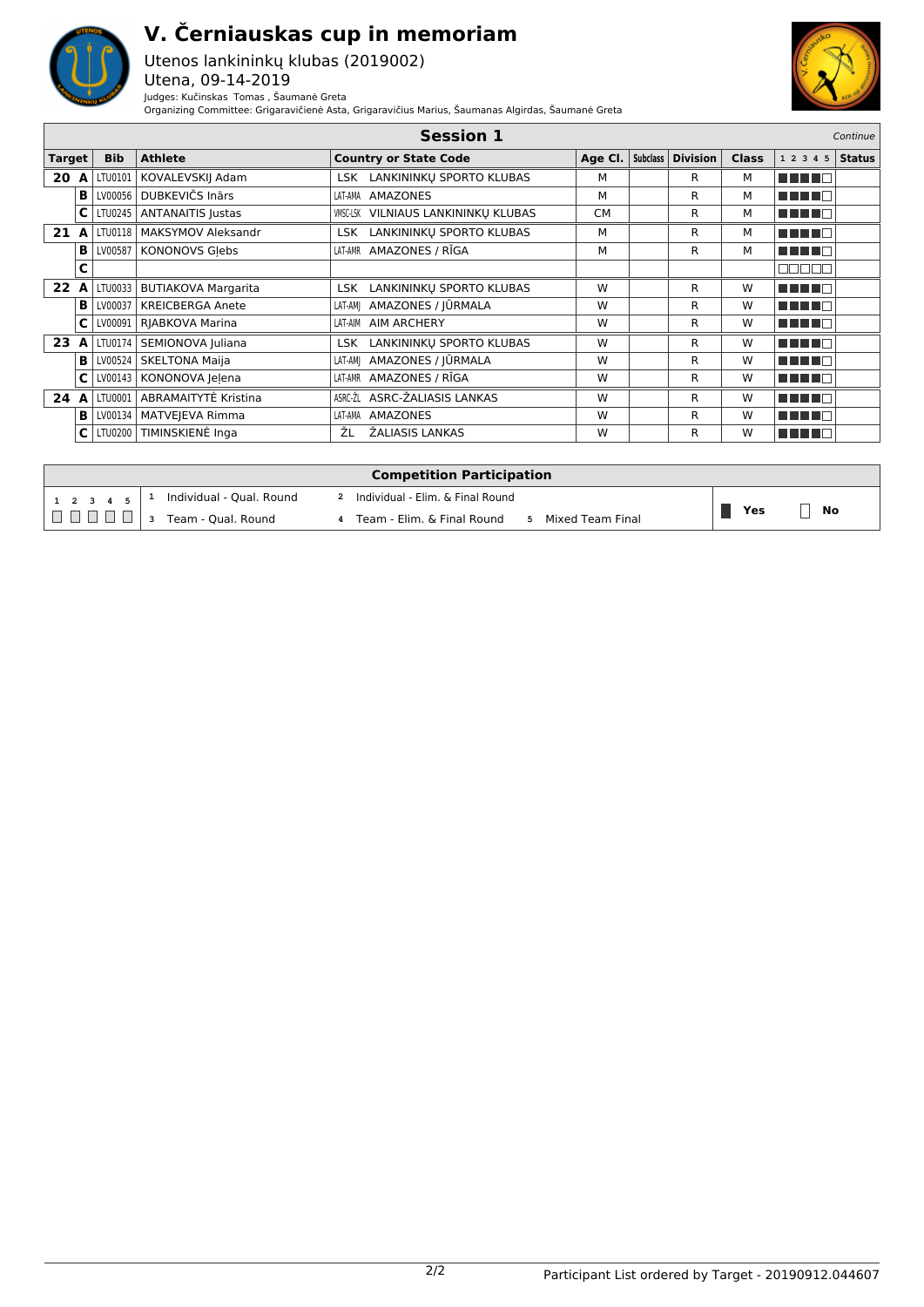# V. Černiauskas cup in memoriam

Utenos lankininkų klubas (2019002)
Utena, 09-14-2019
Judges: Kučinskas Tomas , Šaumanė Greta
Organizing Committee: Grigaravičienė Asta, Grigaravičius Marius, Šaumanas Algirdas, Šaumanė Greta

## Session 1

*Continue*

| Target | | Bib | Athlete | Country or State Code | | Age Cl. | Subclass | Division | Class | 1 2 3 4 5 | Status |
|---|---|---|---|---|---|---|---|---|---|---|---|
| 20 | A | LTU0101 | KOVALEVSKIJ Adam | LSK | LANKININKŲ SPORTO KLUBAS | M | | R | M | ■■■■□ | |
| | B | LV00056 | DUBKEVIČS Inārs | LAT-AMA | AMAZONES | M | | R | M | ■■■■□ | |
| | C | LTU0245 | ANTANAITIS Justas | VMSC-LSK | VILNIAUS LANKININKŲ KLUBAS | CM | | R | M | ■■■■□ | |
| 21 | A | LTU0118 | MAKSYMOV Aleksandr | LSK | LANKININKŲ SPORTO KLUBAS | M | | R | M | ■■■■□ | |
| | B | LV00587 | KONONOVS Gļebs | LAT-AMR | AMAZONES / RĪGA | M | | R | M | ■■■■□ | |
| | C | | | | | | | | | □□□□□ | |
| 22 | A | LTU0033 | BUTIAKOVA Margarita | LSK | LANKININKŲ SPORTO KLUBAS | W | | R | W | ■■■■□ | |
| | B | LV00037 | KREICBERGA Anete | LAT-AMJ | AMAZONES / JŪRMALA | W | | R | W | ■■■■□ | |
| | C | LV00091 | RJABKOVA Marina | LAT-AIM | AIM ARCHERY | W | | R | W | ■■■■□ | |
| 23 | A | LTU0174 | SEMIONOVA Juliana | LSK | LANKININKŲ SPORTO KLUBAS | W | | R | W | ■■■■□ | |
| | B | LV00524 | SKELTONA Maija | LAT-AMJ | AMAZONES / JŪRMALA | W | | R | W | ■■■■□ | |
| | C | LV00143 | KONONOVA Jeļena | LAT-AMR | AMAZONES / RĪGA | W | | R | W | ■■■■□ | |
| 24 | A | LTU0001 | ABRAMAITYTĖ Kristina | ASRC-ŽL | ASRC-ŽALIASIS LANKAS | W | | R | W | ■■■■□ | |
| | B | LV00134 | MATVEJEVA Rimma | LAT-AMA | AMAZONES | W | | R | W | ■■■■□ | |
| | C | LTU0200 | TIMINSKIENĖ Inga | ŽL | ŽALIASIS LANKAS | W | | R | W | ■■■■□ | |

## Competition Participation

| 1 2 3 4 5 | | | |
|---|---|---|---|
| □ □ □ □ □ | 1 Individual - Qual. Round | 2 Individual - Elim. & Final Round | ■ Yes □ No |
| | 3 Team - Qual. Round | 4 Team - Elim. & Final Round 5 Mixed Team Final | |

Participant List ordered by Target - 20190912.044607